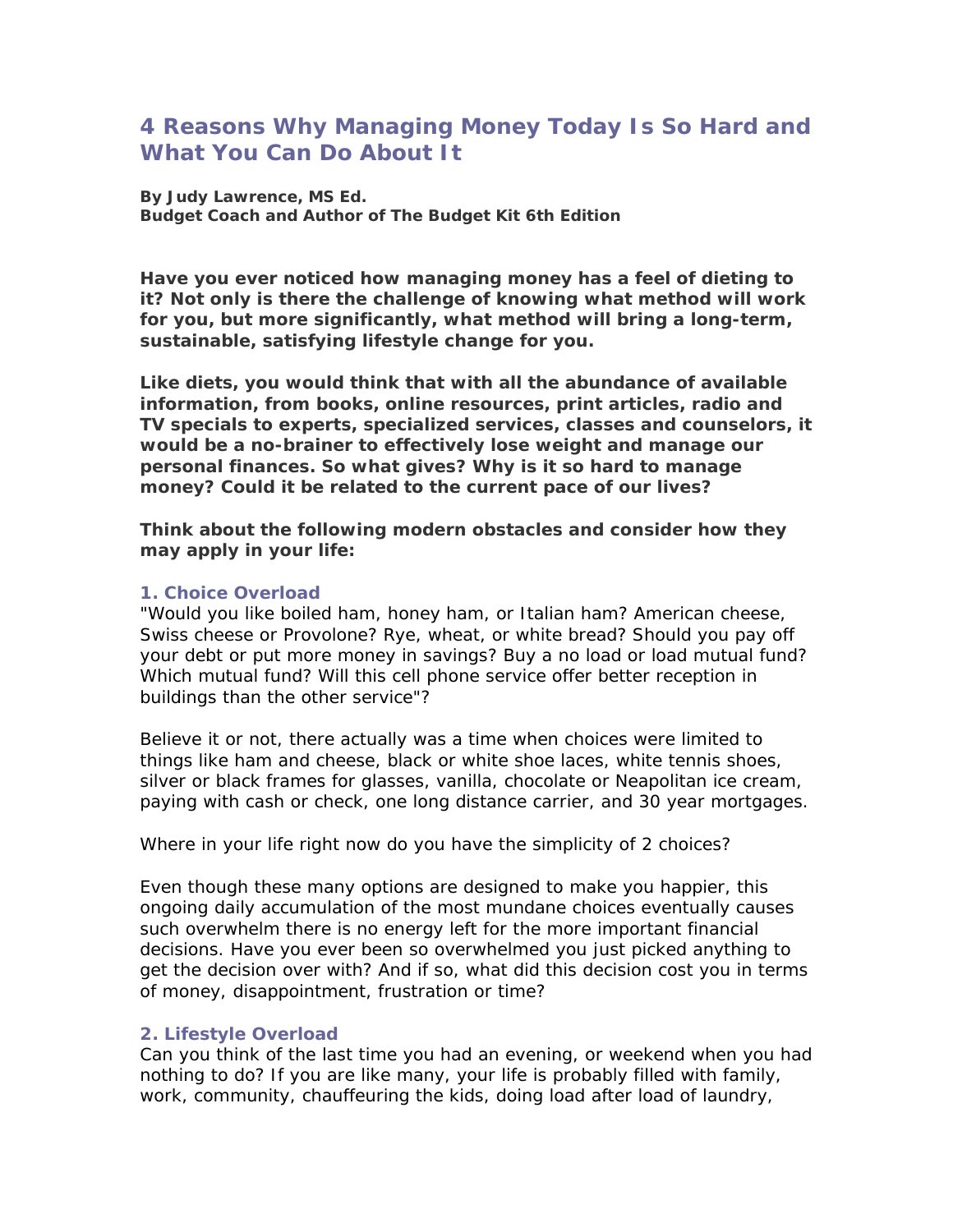# 4 Reasons Why Managing Money Today Is So Hard and What You Can Do About It

**By Judy Lawrence, MS Ed.**
**Budget Coach and Author of The Budget Kit 6th Edition**

**Have you ever noticed how managing money has a feel of dieting to it? Not only is there the challenge of knowing what method will work for you, but more significantly, what method will bring a long-term, sustainable, satisfying lifestyle change for you.**

**Like diets, you would think that with all the abundance of available information, from books, online resources, print articles, radio and TV specials to experts, specialized services, classes and counselors, it would be a no-brainer to effectively lose weight and manage our personal finances. So what gives? Why is it so hard to manage money? Could it be related to the current pace of our lives?**

**Think about the following modern obstacles and consider how they may apply in your life:**

### 1. Choice Overload

"Would you like boiled ham, honey ham, or Italian ham? American cheese, Swiss cheese or Provolone? Rye, wheat, or white bread? Should you pay off your debt or put more money in savings? Buy a no load or load mutual fund? Which mutual fund? Will this cell phone service offer better reception in buildings than the other service"?

Believe it or not, there actually was a time when choices were limited to things like ham and cheese, black or white shoe laces, white tennis shoes, silver or black frames for glasses, vanilla, chocolate or Neapolitan ice cream, paying with cash or check, one long distance carrier, and 30 year mortgages.

Where in your life right now do you have the simplicity of 2 choices?

Even though these many options are designed to make you happier, this ongoing daily accumulation of the most mundane choices eventually causes such overwhelm there is no energy left for the more important financial decisions. Have you ever been so overwhelmed you just picked anything to get the decision over with? And if so, what did this decision cost you in terms of money, disappointment, frustration or time?

### 2. Lifestyle Overload

Can you think of the last time you had an evening, or weekend when you had nothing to do? If you are like many, your life is probably filled with family, work, community, chauffeuring the kids, doing load after load of laundry,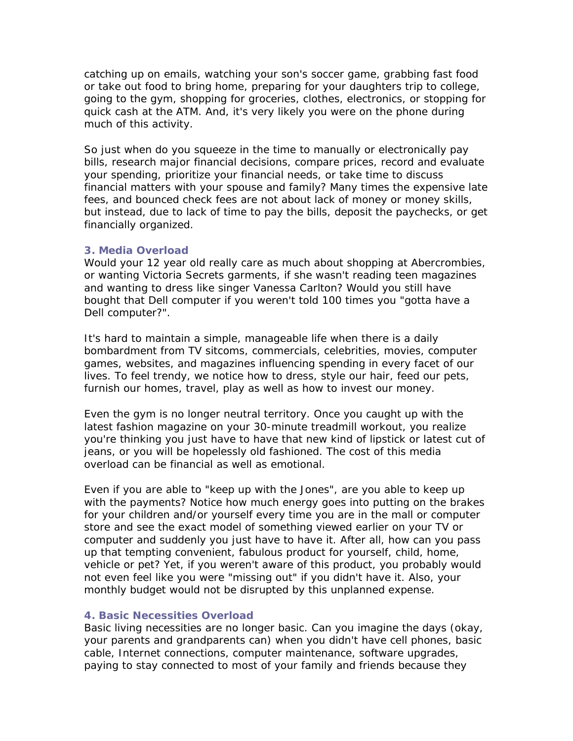catching up on emails, watching your son's soccer game, grabbing fast food or take out food to bring home, preparing for your daughters trip to college, going to the gym, shopping for groceries, clothes, electronics, or stopping for quick cash at the ATM. And, it's very likely you were on the phone during much of this activity.

So just when do you squeeze in the time to manually or electronically pay bills, research major financial decisions, compare prices, record and evaluate your spending, prioritize your financial needs, or take time to discuss financial matters with your spouse and family? Many times the expensive late fees, and bounced check fees are not about lack of money or money skills, but instead, due to lack of time to pay the bills, deposit the paychecks, or get financially organized.

### 3. Media Overload

Would your 12 year old really care as much about shopping at Abercrombies, or wanting Victoria Secrets garments, if she wasn't reading teen magazines and wanting to dress like singer Vanessa Carlton? Would you still have bought that Dell computer if you weren't told 100 times you "gotta have a Dell computer?".

It's hard to maintain a simple, manageable life when there is a daily bombardment from TV sitcoms, commercials, celebrities, movies, computer games, websites, and magazines influencing spending in every facet of our lives. To feel trendy, we notice how to dress, style our hair, feed our pets, furnish our homes, travel, play as well as how to invest our money.

Even the gym is no longer neutral territory. Once you caught up with the latest fashion magazine on your 30-minute treadmill workout, you realize you're thinking you just have to have that new kind of lipstick or latest cut of jeans, or you will be hopelessly old fashioned. The cost of this media overload can be financial as well as emotional.

Even if you are able to "keep up with the Jones", are you able to keep up with the payments? Notice how much energy goes into putting on the brakes for your children and/or yourself every time you are in the mall or computer store and see the exact model of something viewed earlier on your TV or computer and suddenly you just have to have it. After all, how can you pass up that tempting convenient, fabulous product for yourself, child, home, vehicle or pet? Yet, if you weren't aware of this product, you probably would not even feel like you were "missing out" if you didn't have it. Also, your monthly budget would not be disrupted by this unplanned expense.

### 4. Basic Necessities Overload

Basic living necessities are no longer basic. Can you imagine the days (okay, your parents and grandparents can) when you didn't have cell phones, basic cable, Internet connections, computer maintenance, software upgrades, paying to stay connected to most of your family and friends because they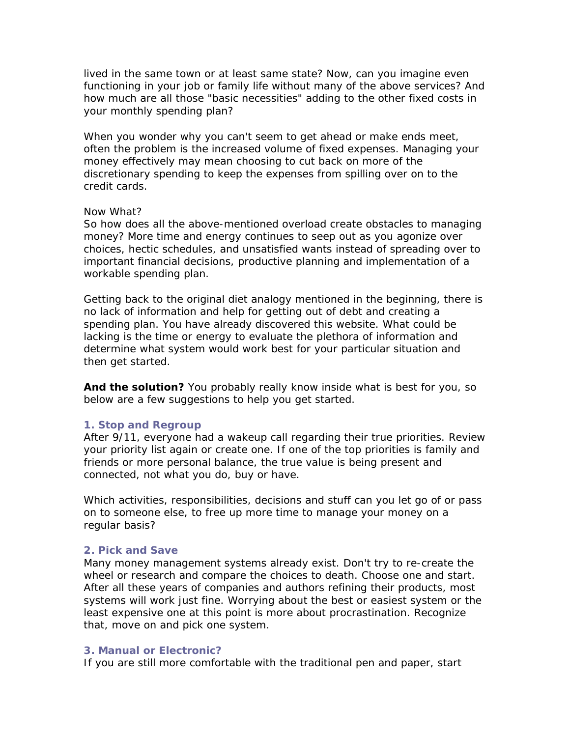lived in the same town or at least same state? Now, can you imagine even functioning in your job or family life without many of the above services? And how much are all those "basic necessities" adding to the other fixed costs in your monthly spending plan?

When you wonder why you can't seem to get ahead or make ends meet, often the problem is the increased volume of fixed expenses. Managing your money effectively may mean choosing to cut back on more of the discretionary spending to keep the expenses from spilling over on to the credit cards.

Now What?
So how does all the above-mentioned overload create obstacles to managing money? More time and energy continues to seep out as you agonize over choices, hectic schedules, and unsatisfied wants instead of spreading over to important financial decisions, productive planning and implementation of a workable spending plan.

Getting back to the original diet analogy mentioned in the beginning, there is no lack of information and help for getting out of debt and creating a spending plan. You have already discovered this website. What could be lacking is the time or energy to evaluate the plethora of information and determine what system would work best for your particular situation and then get started.

**And the solution?** You probably really know inside what is best for you, so below are a few suggestions to help you get started.

### 1. Stop and Regroup

After 9/11, everyone had a wakeup call regarding their true priorities. Review your priority list again or create one. If one of the top priorities is family and friends or more personal balance, the true value is being present and connected, not what you do, buy or have.

Which activities, responsibilities, decisions and stuff can you let go of or pass on to someone else, to free up more time to manage your money on a regular basis?

### 2. Pick and Save

Many money management systems already exist. Don't try to re-create the wheel or research and compare the choices to death. Choose one and start. After all these years of companies and authors refining their products, most systems will work just fine. Worrying about the best or easiest system or the least expensive one at this point is more about procrastination. Recognize that, move on and pick one system.

### 3. Manual or Electronic?

If you are still more comfortable with the traditional pen and paper, start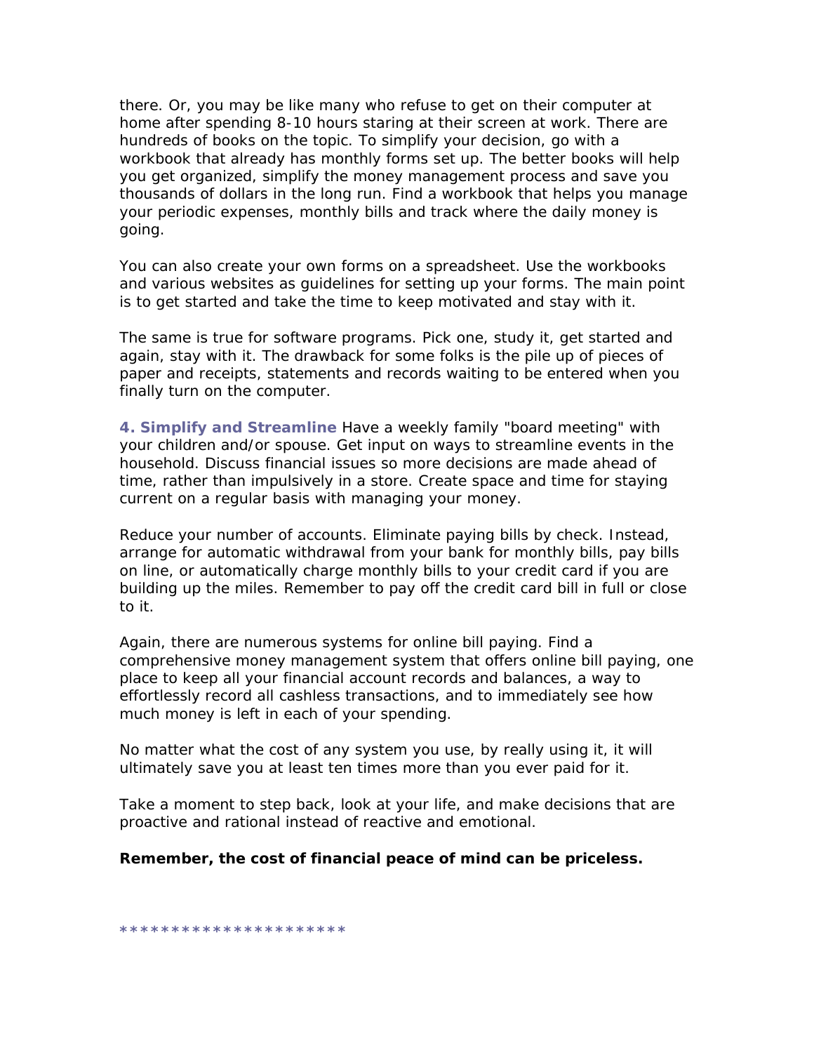there. Or, you may be like many who refuse to get on their computer at home after spending 8-10 hours staring at their screen at work. There are hundreds of books on the topic. To simplify your decision, go with a workbook that already has monthly forms set up. The better books will help you get organized, simplify the money management process and save you thousands of dollars in the long run. Find a workbook that helps you manage your periodic expenses, monthly bills and track where the daily money is going.

You can also create your own forms on a spreadsheet. Use the workbooks and various websites as guidelines for setting up your forms. The main point is to get started and take the time to keep motivated and stay with it.

The same is true for software programs. Pick one, study it, get started and again, stay with it. The drawback for some folks is the pile up of pieces of paper and receipts, statements and records waiting to be entered when you finally turn on the computer.

**4. Simplify and Streamline** Have a weekly family "board meeting" with your children and/or spouse. Get input on ways to streamline events in the household. Discuss financial issues so more decisions are made ahead of time, rather than impulsively in a store. Create space and time for staying current on a regular basis with managing your money.

Reduce your number of accounts. Eliminate paying bills by check. Instead, arrange for automatic withdrawal from your bank for monthly bills, pay bills on line, or automatically charge monthly bills to your credit card if you are building up the miles. Remember to pay off the credit card bill in full or close to it.

Again, there are numerous systems for online bill paying. Find a comprehensive money management system that offers online bill paying, one place to keep all your financial account records and balances, a way to effortlessly record all cashless transactions, and to immediately see how much money is left in each of your spending.

No matter what the cost of any system you use, by really using it, it will ultimately save you at least ten times more than you ever paid for it.

Take a moment to step back, look at your life, and make decisions that are proactive and rational instead of reactive and emotional.

**Remember, the cost of financial peace of mind can be priceless.**

**********************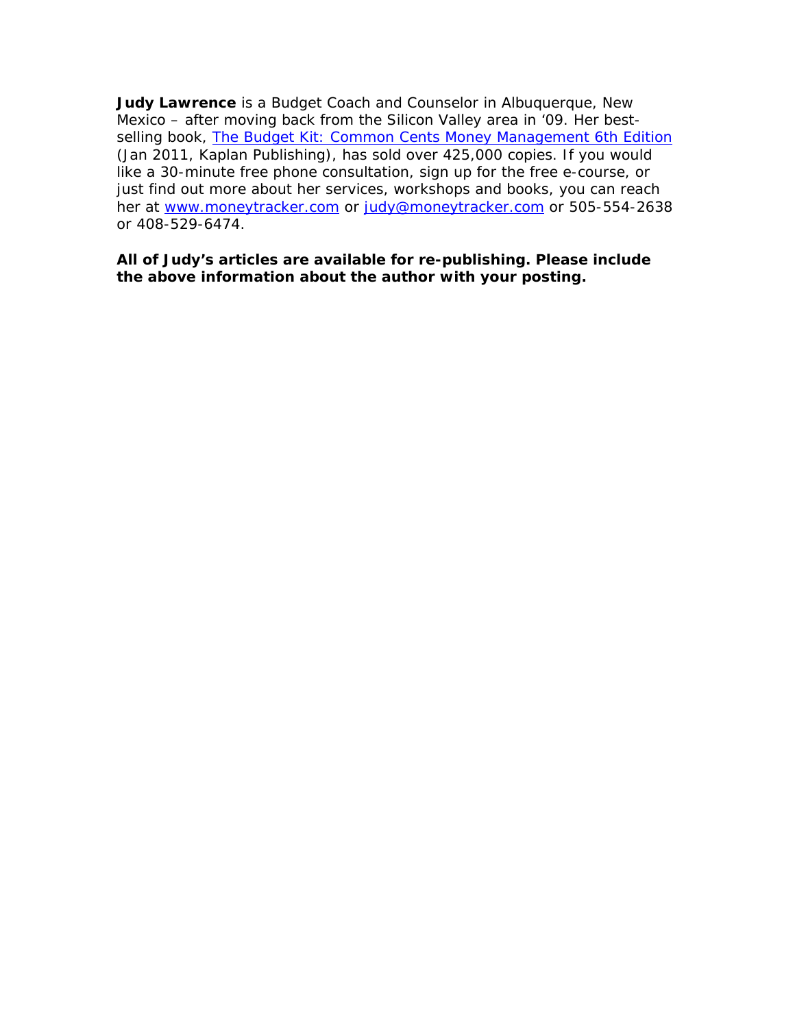**Judy Lawrence** is a Budget Coach and Counselor in Albuquerque, New Mexico – after moving back from the Silicon Valley area in '09. Her best-selling book, The Budget Kit: Common Cents Money Management 6th Edition (Jan 2011, Kaplan Publishing), has sold over 425,000 copies. If you would like a 30-minute free phone consultation, sign up for the free e-course, or just find out more about her services, workshops and books, you can reach her at www.moneytracker.com or judy@moneytracker.com or 505-554-2638 or 408-529-6474.

**All of Judy's articles are available for re-publishing. Please include the above information about the author with your posting.**